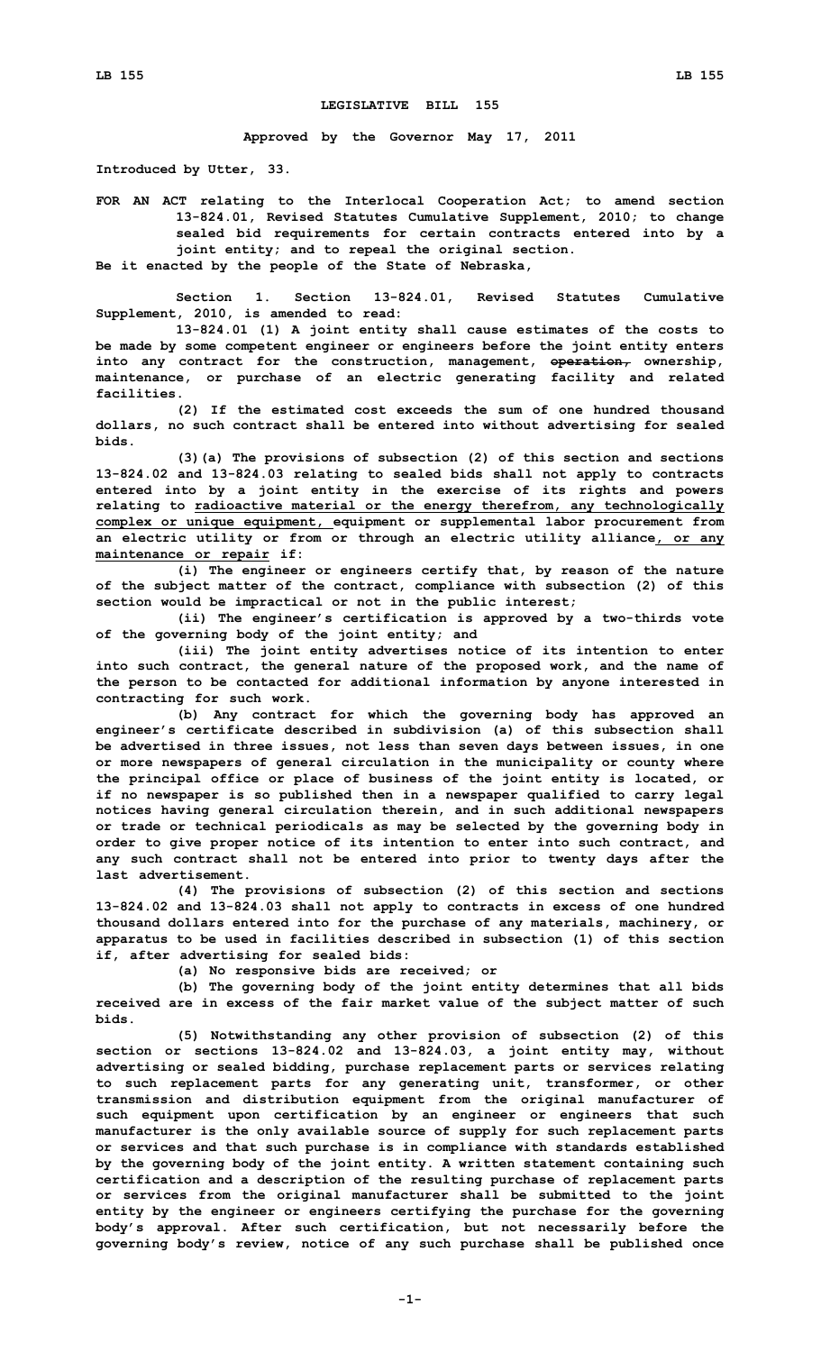**LEGISLATIVE BILL 155**

**Approved by the Governor May 17, 2011**

**Introduced by Utter, 33.**

**FOR AN ACT relating to the Interlocal Cooperation Act; to amend section 13-824.01, Revised Statutes Cumulative Supplement, 2010; to change sealed bid requirements for certain contracts entered into by a joint entity; and to repeal the original section.**

**Be it enacted by the people of the State of Nebraska,**

**Section 1. Section 13-824.01, Revised Statutes Cumulative Supplement, 2010, is amended to read:**

**13-824.01 (1) A joint entity shall cause estimates of the costs to be made by some competent engineer or engineers before the joint entity enters into any contract for the construction, management, ~~operation,~~ ownership, maintenance, or purchase of an electric generating facility and related facilities.**

**(2) If the estimated cost exceeds the sum of one hundred thousand dollars, no such contract shall be entered into without advertising for sealed bids.**

**(3)(a) The provisions of subsection (2) of this section and sections 13-824.02 and 13-824.03 relating to sealed bids shall not apply to contracts entered into by a joint entity in the exercise of its rights and powers relating to <u>radioactive material or the energy therefrom, any technologically complex or unique equipment,</u> equipment or supplemental labor procurement from an electric utility or from or through an electric utility alliance<u>, or any maintenance or repair</u> if:**

**(i) The engineer or engineers certify that, by reason of the nature of the subject matter of the contract, compliance with subsection (2) of this section would be impractical or not in the public interest;**

**(ii) The engineer's certification is approved by a two-thirds vote of the governing body of the joint entity; and**

**(iii) The joint entity advertises notice of its intention to enter into such contract, the general nature of the proposed work, and the name of the person to be contacted for additional information by anyone interested in contracting for such work.**

**(b) Any contract for which the governing body has approved an engineer's certificate described in subdivision (a) of this subsection shall be advertised in three issues, not less than seven days between issues, in one or more newspapers of general circulation in the municipality or county where the principal office or place of business of the joint entity is located, or if no newspaper is so published then in a newspaper qualified to carry legal notices having general circulation therein, and in such additional newspapers or trade or technical periodicals as may be selected by the governing body in order to give proper notice of its intention to enter into such contract, and any such contract shall not be entered into prior to twenty days after the last advertisement.**

**(4) The provisions of subsection (2) of this section and sections 13-824.02 and 13-824.03 shall not apply to contracts in excess of one hundred thousand dollars entered into for the purchase of any materials, machinery, or apparatus to be used in facilities described in subsection (1) of this section if, after advertising for sealed bids:**

**(a) No responsive bids are received; or**

**(b) The governing body of the joint entity determines that all bids received are in excess of the fair market value of the subject matter of such bids.**

**(5) Notwithstanding any other provision of subsection (2) of this section or sections 13-824.02 and 13-824.03, a joint entity may, without advertising or sealed bidding, purchase replacement parts or services relating to such replacement parts for any generating unit, transformer, or other transmission and distribution equipment from the original manufacturer of such equipment upon certification by an engineer or engineers that such manufacturer is the only available source of supply for such replacement parts or services and that such purchase is in compliance with standards established by the governing body of the joint entity. A written statement containing such certification and a description of the resulting purchase of replacement parts or services from the original manufacturer shall be submitted to the joint entity by the engineer or engineers certifying the purchase for the governing body's approval. After such certification, but not necessarily before the governing body's review, notice of any such purchase shall be published once**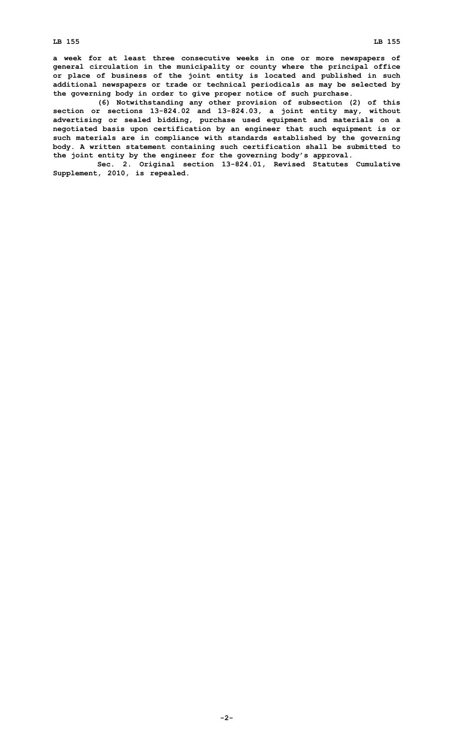a week for at least three consecutive weeks in one or more newspapers of general circulation in the municipality or county where the principal office or place of business of the joint entity is located and published in such additional newspapers or trade or technical periodicals as may be selected by the governing body in order to give proper notice of such purchase.

(6) Notwithstanding any other provision of subsection (2) of this section or sections 13-824.02 and 13-824.03, a joint entity may, without advertising or sealed bidding, purchase used equipment and materials on a negotiated basis upon certification by an engineer that such equipment is or such materials are in compliance with standards established by the governing body. A written statement containing such certification shall be submitted to the joint entity by the engineer for the governing body's approval.

Sec. 2. Original section 13-824.01, Revised Statutes Cumulative Supplement, 2010, is repealed.